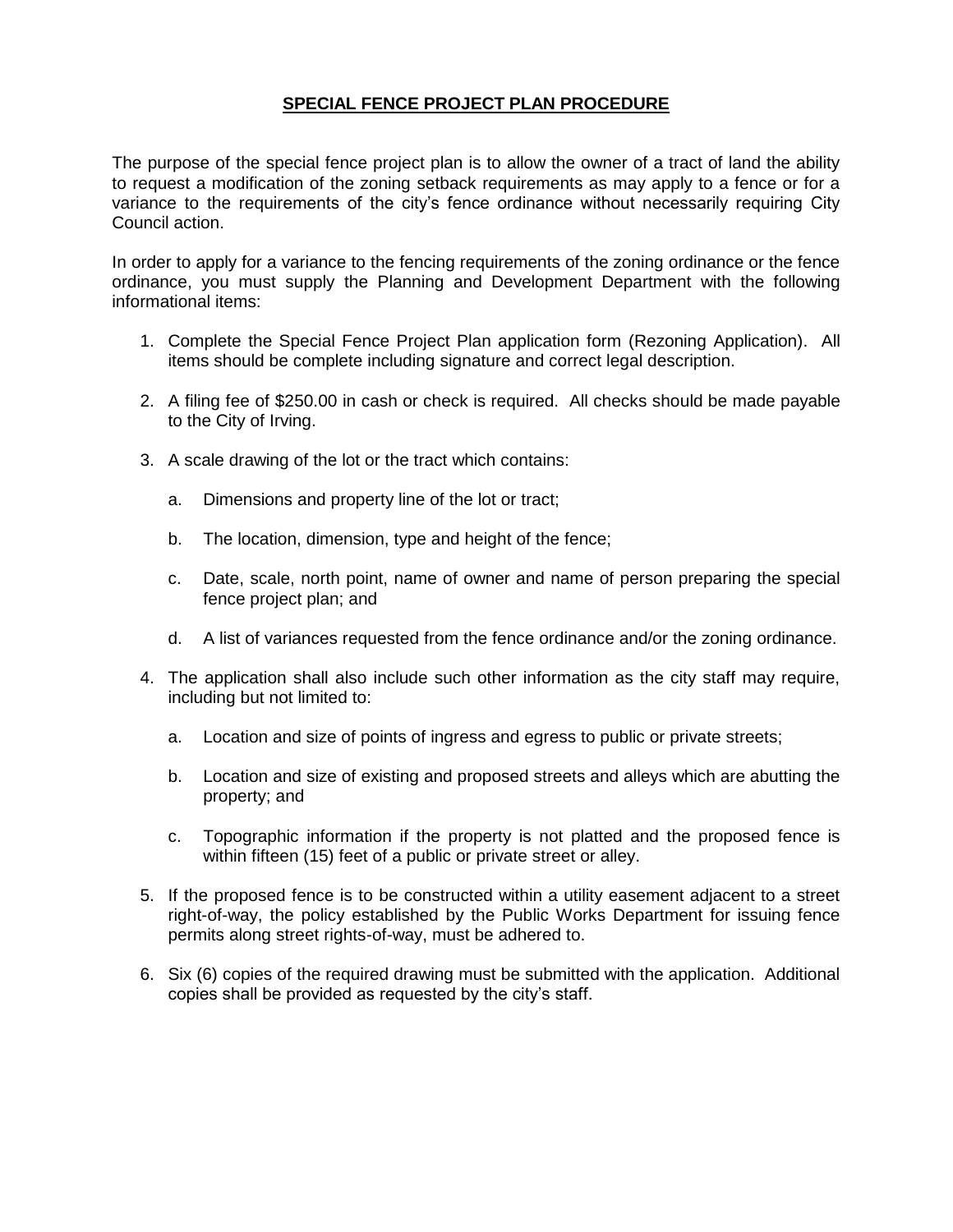# SPECIAL FENCE PROJECT PLAN PROCEDURE

The purpose of the special fence project plan is to allow the owner of a tract of land the ability to request a modification of the zoning setback requirements as may apply to a fence or for a variance to the requirements of the city's fence ordinance without necessarily requiring City Council action.

In order to apply for a variance to the fencing requirements of the zoning ordinance or the fence ordinance, you must supply the Planning and Development Department with the following informational items:

1. Complete the Special Fence Project Plan application form (Rezoning Application). All items should be complete including signature and correct legal description.
2. A filing fee of $250.00 in cash or check is required. All checks should be made payable to the City of Irving.
3. A scale drawing of the lot or the tract which contains:
   a. Dimensions and property line of the lot or tract;
   b. The location, dimension, type and height of the fence;
   c. Date, scale, north point, name of owner and name of person preparing the special fence project plan; and
   d. A list of variances requested from the fence ordinance and/or the zoning ordinance.
4. The application shall also include such other information as the city staff may require, including but not limited to:
   a. Location and size of points of ingress and egress to public or private streets;
   b. Location and size of existing and proposed streets and alleys which are abutting the property; and
   c. Topographic information if the property is not platted and the proposed fence is within fifteen (15) feet of a public or private street or alley.
5. If the proposed fence is to be constructed within a utility easement adjacent to a street right-of-way, the policy established by the Public Works Department for issuing fence permits along street rights-of-way, must be adhered to.
6. Six (6) copies of the required drawing must be submitted with the application. Additional copies shall be provided as requested by the city's staff.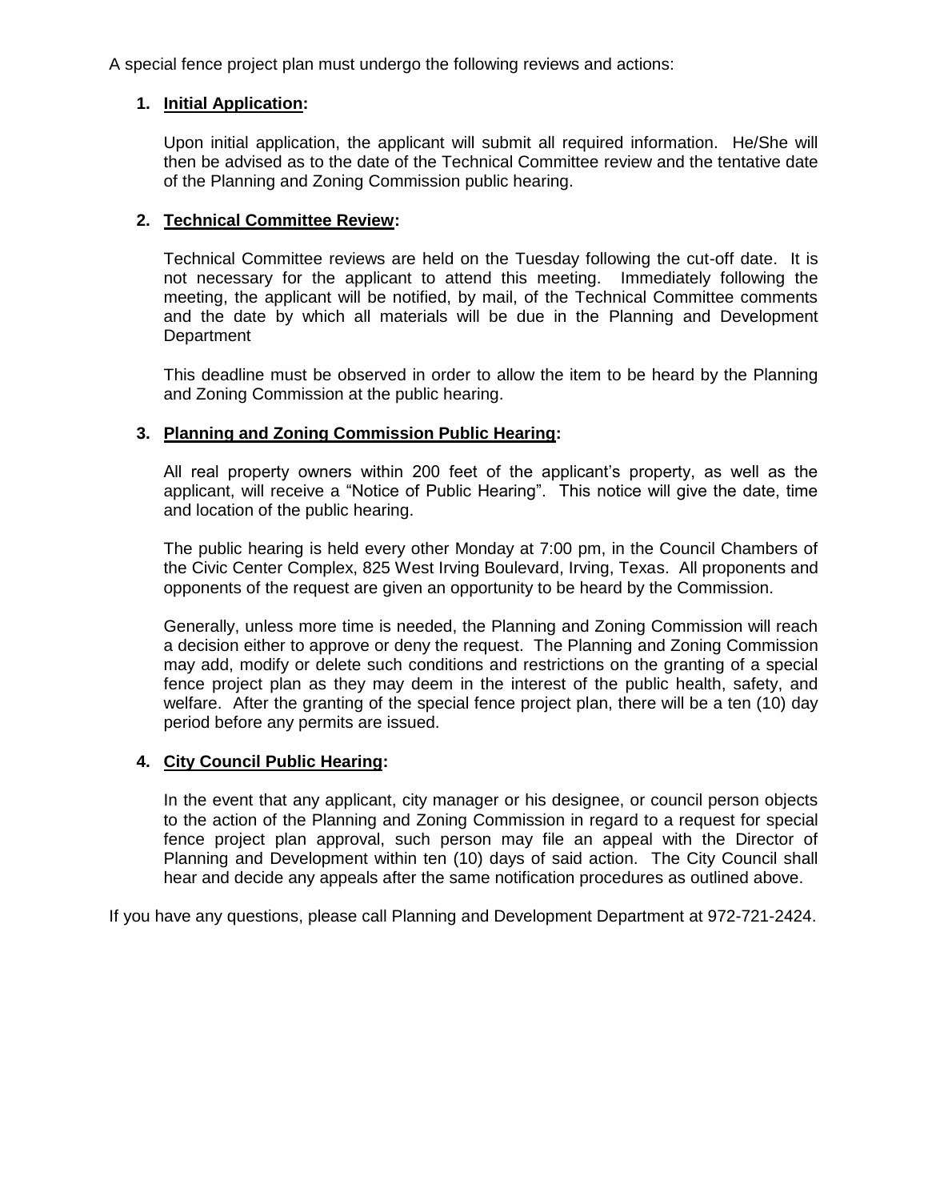A special fence project plan must undergo the following reviews and actions:

1. **Initial Application:**

   Upon initial application, the applicant will submit all required information. He/She will then be advised as to the date of the Technical Committee review and the tentative date of the Planning and Zoning Commission public hearing.

2. **Technical Committee Review:**

   Technical Committee reviews are held on the Tuesday following the cut-off date. It is not necessary for the applicant to attend this meeting. Immediately following the meeting, the applicant will be notified, by mail, of the Technical Committee comments and the date by which all materials will be due in the Planning and Development Department

   This deadline must be observed in order to allow the item to be heard by the Planning and Zoning Commission at the public hearing.

3. **Planning and Zoning Commission Public Hearing:**

   All real property owners within 200 feet of the applicant's property, as well as the applicant, will receive a "Notice of Public Hearing". This notice will give the date, time and location of the public hearing.

   The public hearing is held every other Monday at 7:00 pm, in the Council Chambers of the Civic Center Complex, 825 West Irving Boulevard, Irving, Texas. All proponents and opponents of the request are given an opportunity to be heard by the Commission.

   Generally, unless more time is needed, the Planning and Zoning Commission will reach a decision either to approve or deny the request. The Planning and Zoning Commission may add, modify or delete such conditions and restrictions on the granting of a special fence project plan as they may deem in the interest of the public health, safety, and welfare. After the granting of the special fence project plan, there will be a ten (10) day period before any permits are issued.

4. **City Council Public Hearing:**

   In the event that any applicant, city manager or his designee, or council person objects to the action of the Planning and Zoning Commission in regard to a request for special fence project plan approval, such person may file an appeal with the Director of Planning and Development within ten (10) days of said action. The City Council shall hear and decide any appeals after the same notification procedures as outlined above.

If you have any questions, please call Planning and Development Department at 972-721-2424.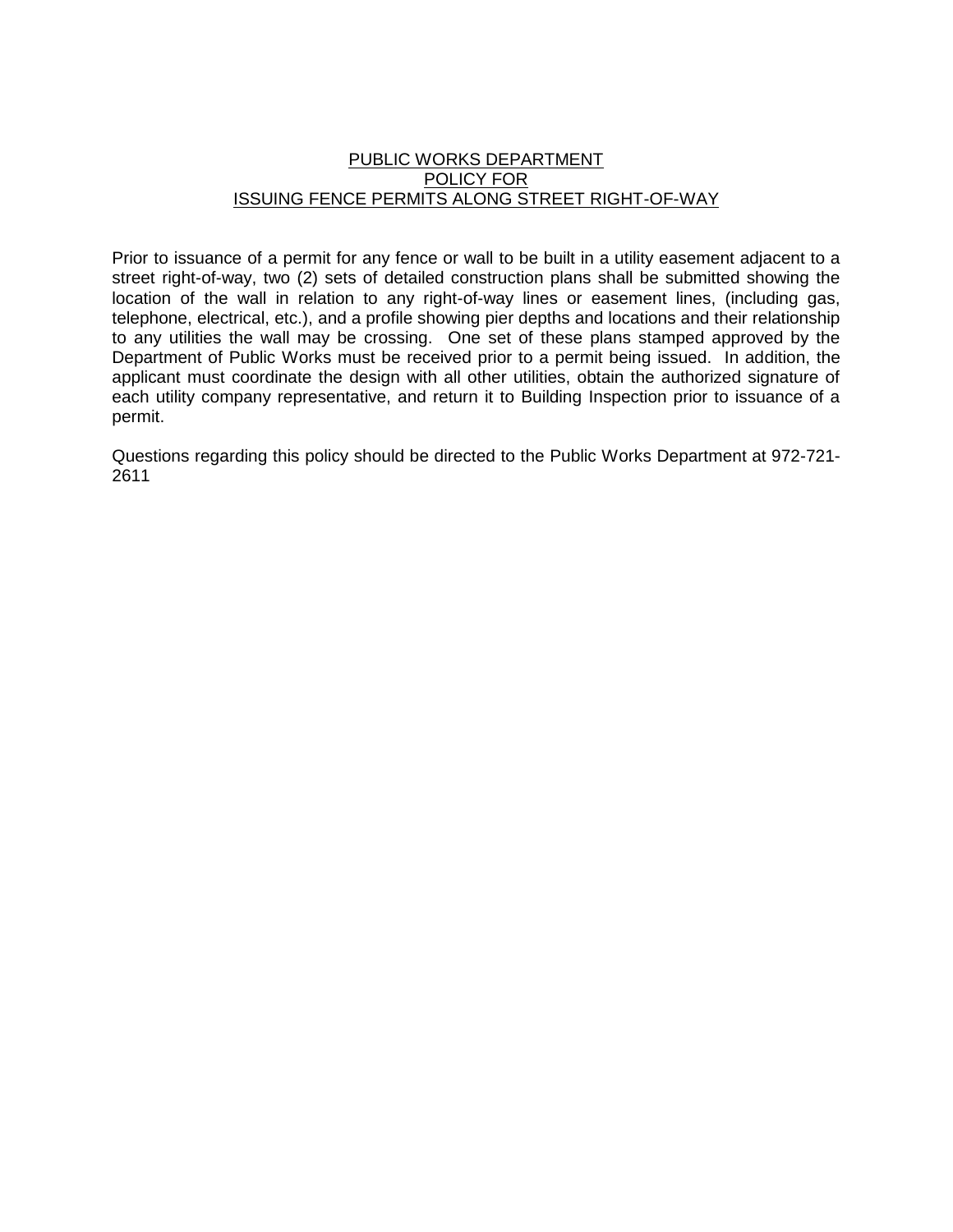# PUBLIC WORKS DEPARTMENT
## POLICY FOR
## ISSUING FENCE PERMITS ALONG STREET RIGHT-OF-WAY

Prior to issuance of a permit for any fence or wall to be built in a utility easement adjacent to a street right-of-way, two (2) sets of detailed construction plans shall be submitted showing the location of the wall in relation to any right-of-way lines or easement lines, (including gas, telephone, electrical, etc.), and a profile showing pier depths and locations and their relationship to any utilities the wall may be crossing. One set of these plans stamped approved by the Department of Public Works must be received prior to a permit being issued. In addition, the applicant must coordinate the design with all other utilities, obtain the authorized signature of each utility company representative, and return it to Building Inspection prior to issuance of a permit.

Questions regarding this policy should be directed to the Public Works Department at 972-721-2611